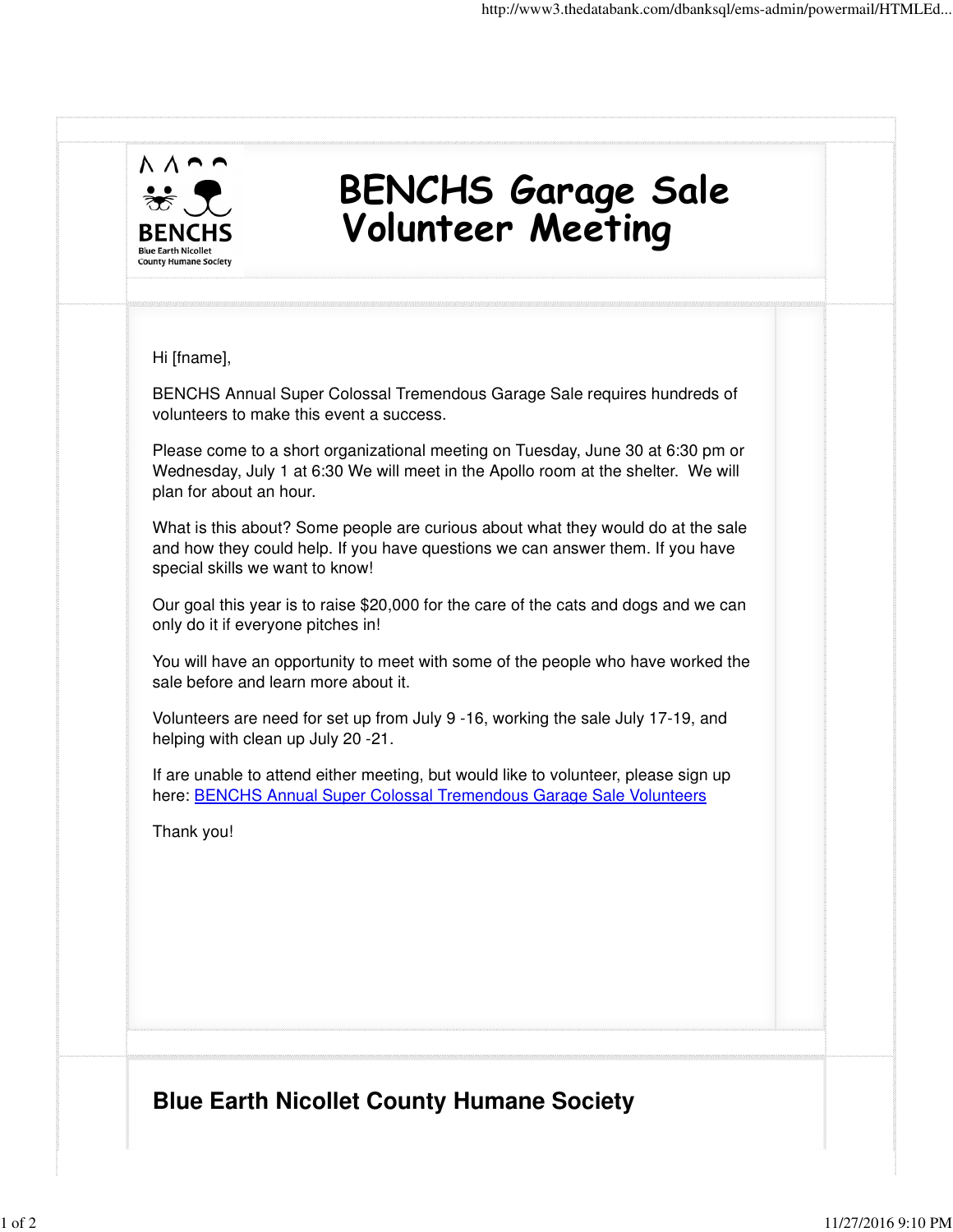BENCHS
Blue Earth Nicollet
County Humane Society

# BENCHS Garage Sale Volunteer Meeting

Hi [fname],

BENCHS Annual Super Colossal Tremendous Garage Sale requires hundreds of volunteers to make this event a success.

Please come to a short organizational meeting on Tuesday, June 30 at 6:30 pm or Wednesday, July 1 at 6:30 We will meet in the Apollo room at the shelter. We will plan for about an hour.

What is this about? Some people are curious about what they would do at the sale and how they could help. If you have questions we can answer them. If you have special skills we want to know!

Our goal this year is to raise $20,000 for the care of the cats and dogs and we can only do it if everyone pitches in!

You will have an opportunity to meet with some of the people who have worked the sale before and learn more about it.

Volunteers are need for set up from July 9 -16, working the sale July 17-19, and helping with clean up July 20 -21.

If are unable to attend either meeting, but would like to volunteer, please sign up here: BENCHS Annual Super Colossal Tremendous Garage Sale Volunteers

Thank you!

## Blue Earth Nicollet County Humane Society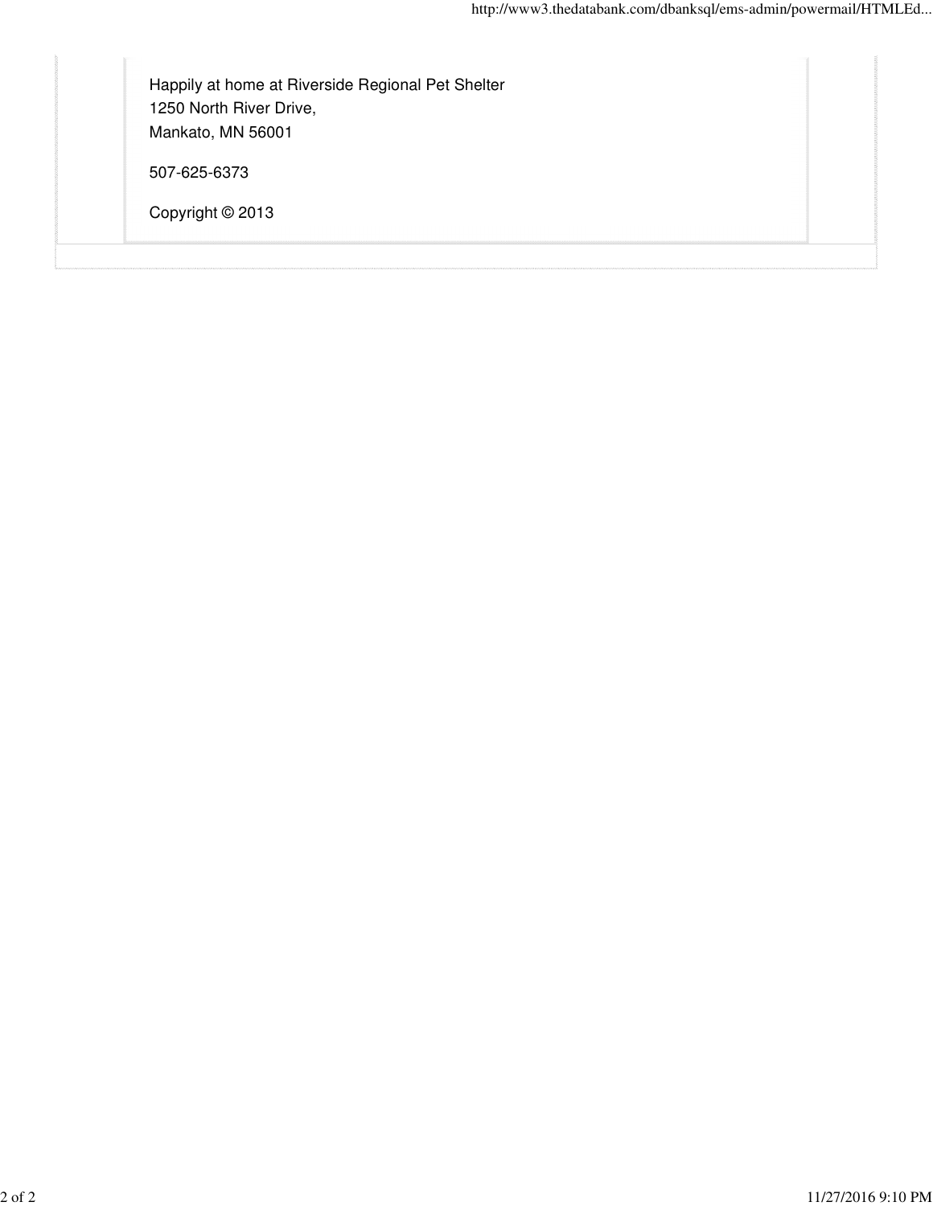Happily at home at Riverside Regional Pet Shelter
1250 North River Drive,
Mankato, MN 56001

507-625-6373

Copyright © 2013